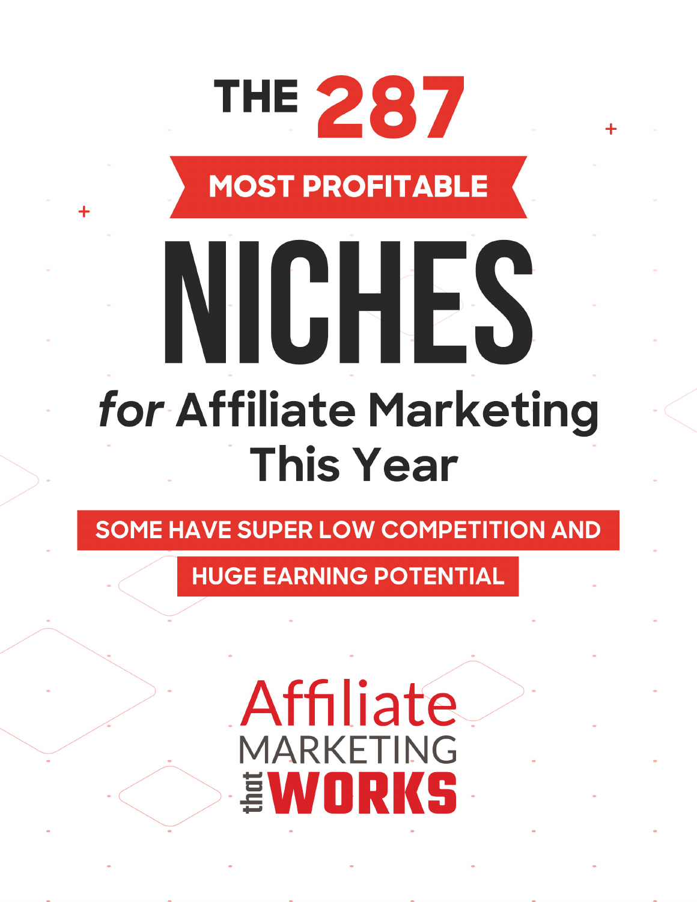# THE 287 MOST PROFITABLE NICHES *for* Affiliate Marketing This Year

**SOME HAVE SUPER LOW COMPETITION AND HUGE EARNING POTENTIAL**

Affiliate MARKETING that WORKS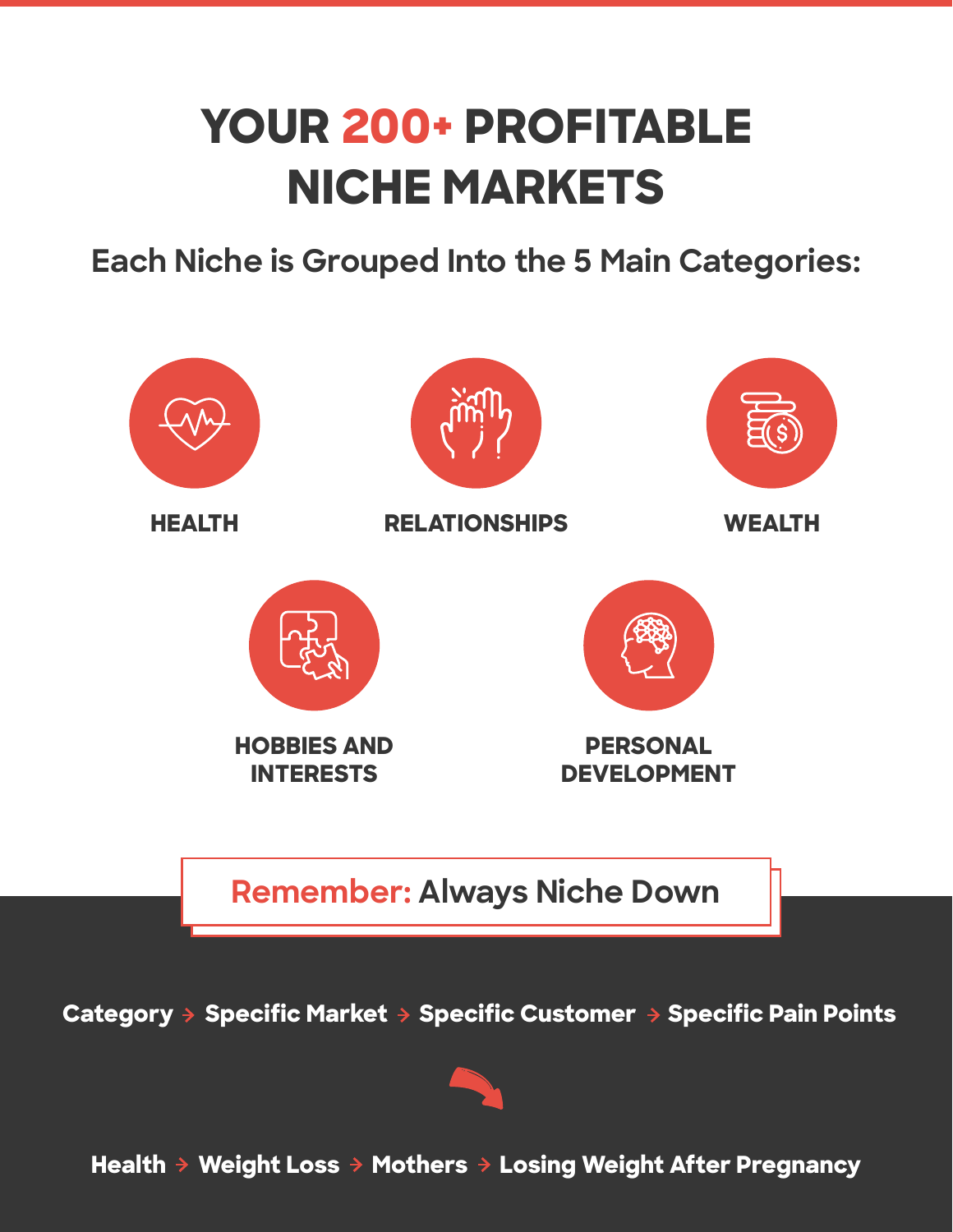# YOUR 200+ PROFITABLE NICHE MARKETS

## Each Niche is Grouped Into the 5 Main Categories:

- **HEALTH**
- **RELATIONSHIPS**
- **WEALTH**
- **HOBBIES AND INTERESTS**
- **PERSONAL DEVELOPMENT**

**Remember: Always Niche Down**

**Category → Specific Market → Specific Customer → Specific Pain Points**

**Health → Weight Loss → Mothers → Losing Weight After Pregnancy**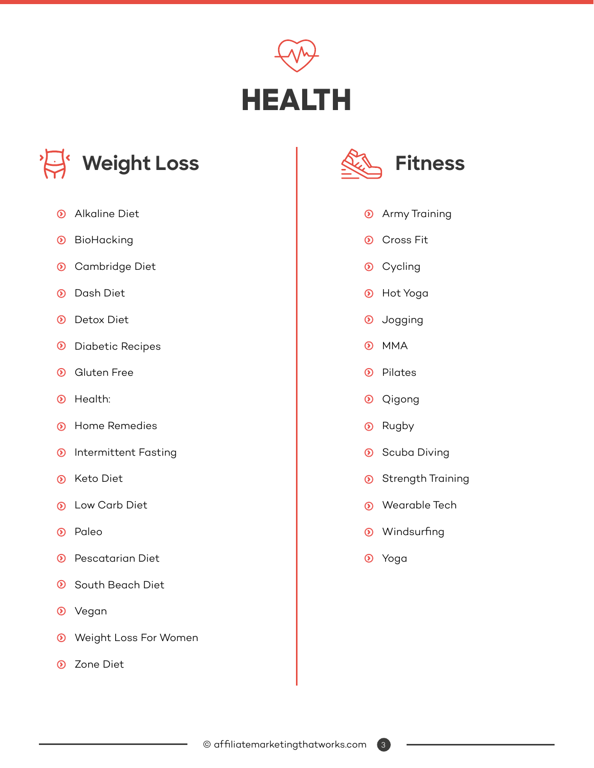# HEALTH

## Weight Loss

- Alkaline Diet
- BioHacking
- Cambridge Diet
- Dash Diet
- Detox Diet
- Diabetic Recipes
- Gluten Free
- Health:
- Home Remedies
- Intermittent Fasting
- Keto Diet
- Low Carb Diet
- Paleo
- Pescatarian Diet
- South Beach Diet
- Vegan
- Weight Loss For Women
- Zone Diet

## Fitness

- Army Training
- Cross Fit
- Cycling
- Hot Yoga
- Jogging
- MMA
- Pilates
- Qigong
- Rugby
- Scuba Diving
- Strength Training
- Wearable Tech
- Windsurfing
- Yoga

© affiliatemarketingthatworks.com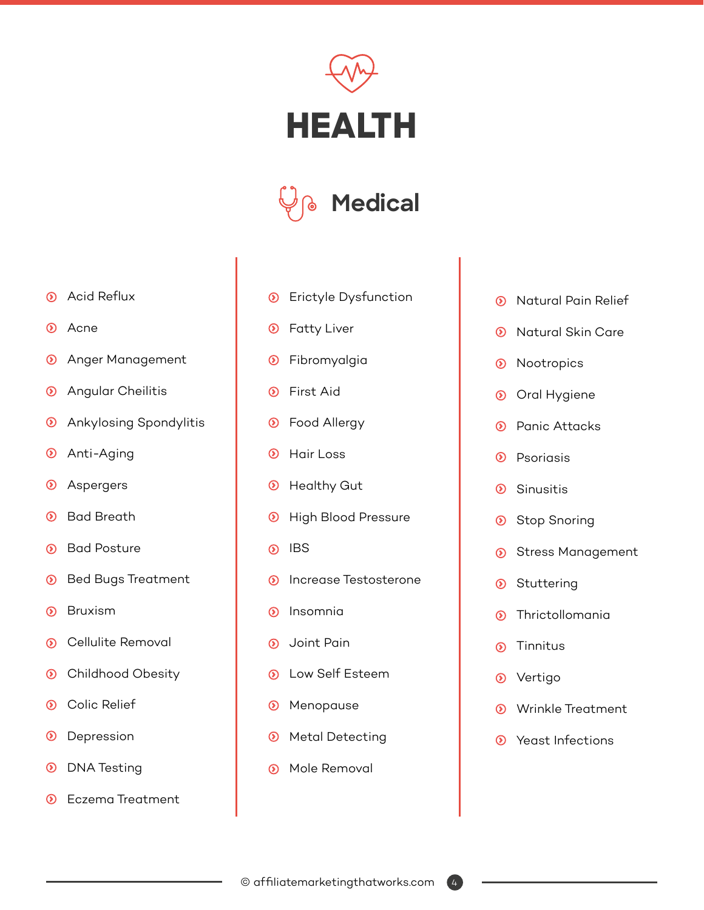# HEALTH

## Medical

- Acid Reflux
- Acne
- Anger Management
- Angular Cheilitis
- Ankylosing Spondylitis
- Anti-Aging
- Aspergers
- Bad Breath
- Bad Posture
- Bed Bugs Treatment
- Bruxism
- Cellulite Removal
- Childhood Obesity
- Colic Relief
- Depression
- DNA Testing
- Eczema Treatment
- Erictyle Dysfunction
- Fatty Liver
- Fibromyalgia
- First Aid
- Food Allergy
- Hair Loss
- Healthy Gut
- High Blood Pressure
- IBS
- Increase Testosterone
- Insomnia
- Joint Pain
- Low Self Esteem
- Menopause
- Metal Detecting
- Mole Removal
- Natural Pain Relief
- Natural Skin Care
- Nootropics
- Oral Hygiene
- Panic Attacks
- Psoriasis
- Sinusitis
- Stop Snoring
- Stress Management
- Stuttering
- Thrictollomania
- Tinnitus
- Vertigo
- Wrinkle Treatment
- Yeast Infections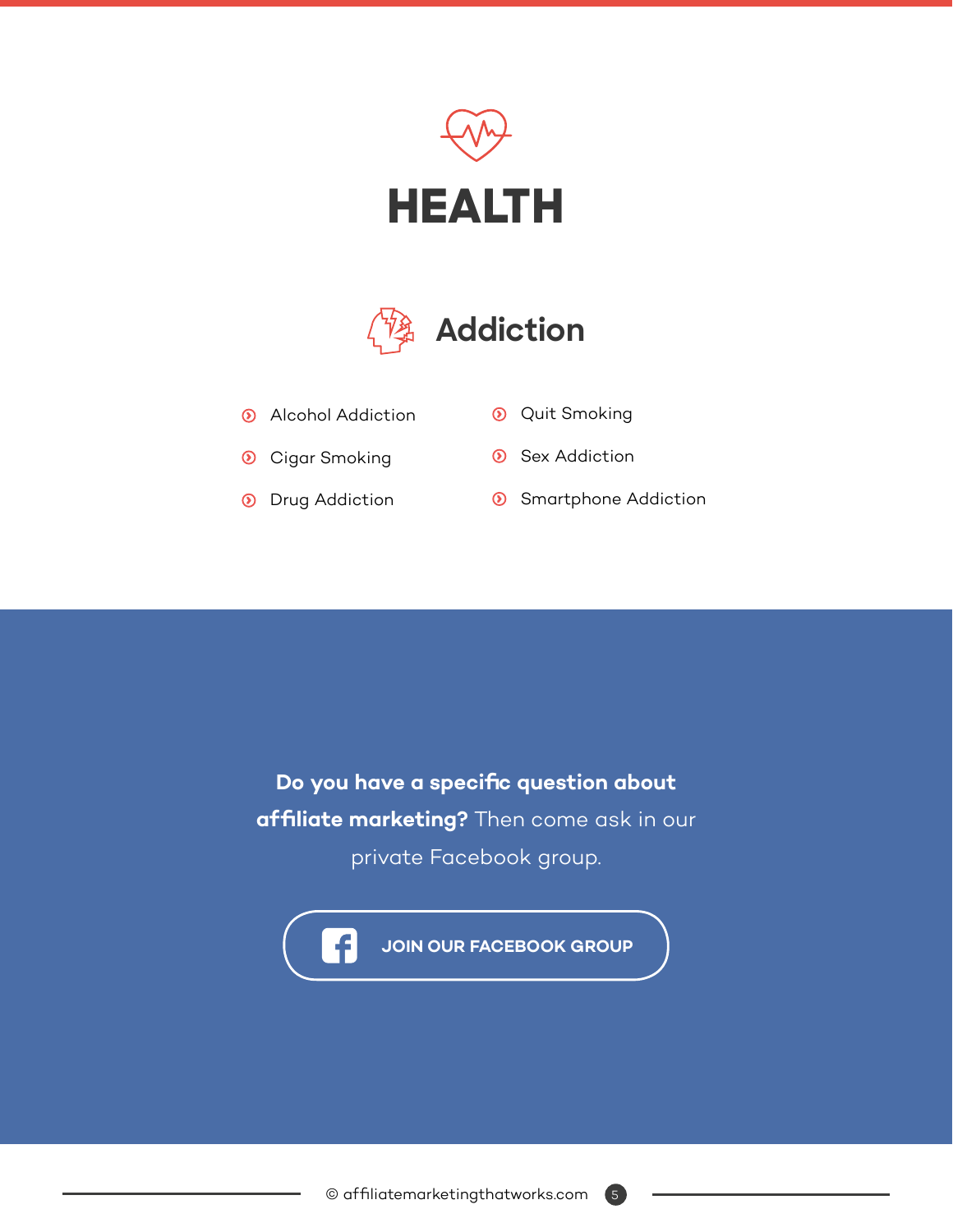# HEALTH

## Addiction

- Alcohol Addiction
- Cigar Smoking
- Drug Addiction
- Quit Smoking
- Sex Addiction
- Smartphone Addiction

**Do you have a specific question about affiliate marketing?** Then come ask in our private Facebook group.

JOIN OUR FACEBOOK GROUP

© affiliatemarketingthatworks.com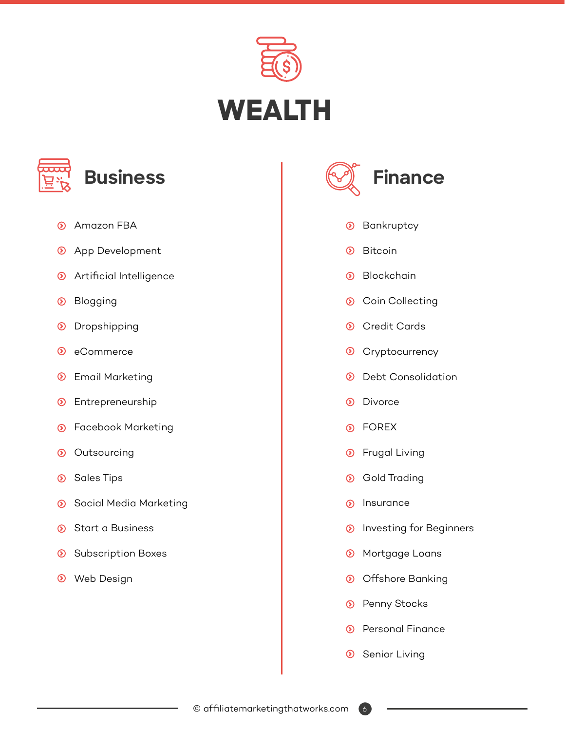# WEALTH

## Business

- Amazon FBA
- App Development
- Artificial Intelligence
- Blogging
- Dropshipping
- eCommerce
- Email Marketing
- Entrepreneurship
- Facebook Marketing
- Outsourcing
- Sales Tips
- Social Media Marketing
- Start a Business
- Subscription Boxes
- Web Design

## Finance

- Bankruptcy
- Bitcoin
- Blockchain
- Coin Collecting
- Credit Cards
- Cryptocurrency
- Debt Consolidation
- Divorce
- FOREX
- Frugal Living
- Gold Trading
- Insurance
- Investing for Beginners
- Mortgage Loans
- Offshore Banking
- Penny Stocks
- Personal Finance
- Senior Living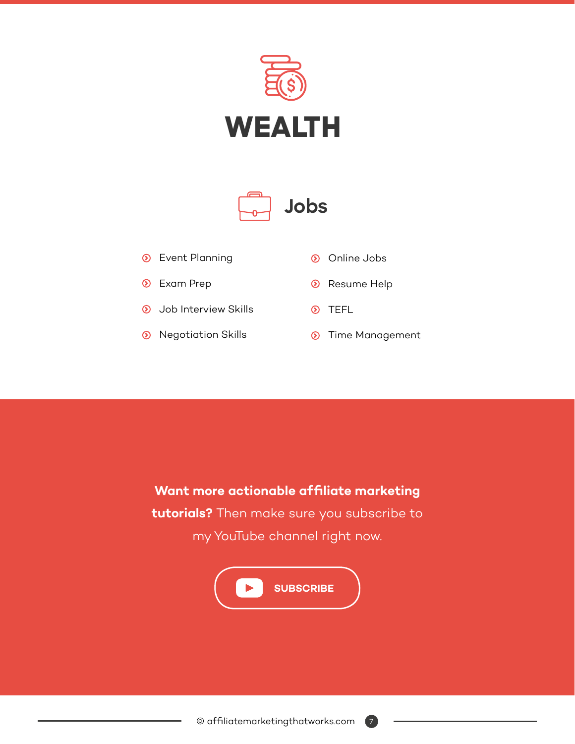# WEALTH

## Jobs

- Event Planning
- Exam Prep
- Job Interview Skills
- Negotiation Skills
- Online Jobs
- Resume Help
- TEFL
- Time Management

**Want more actionable affiliate marketing tutorials?** Then make sure you subscribe to my YouTube channel right now.

SUBSCRIBE

© affiliatemarketingthatworks.com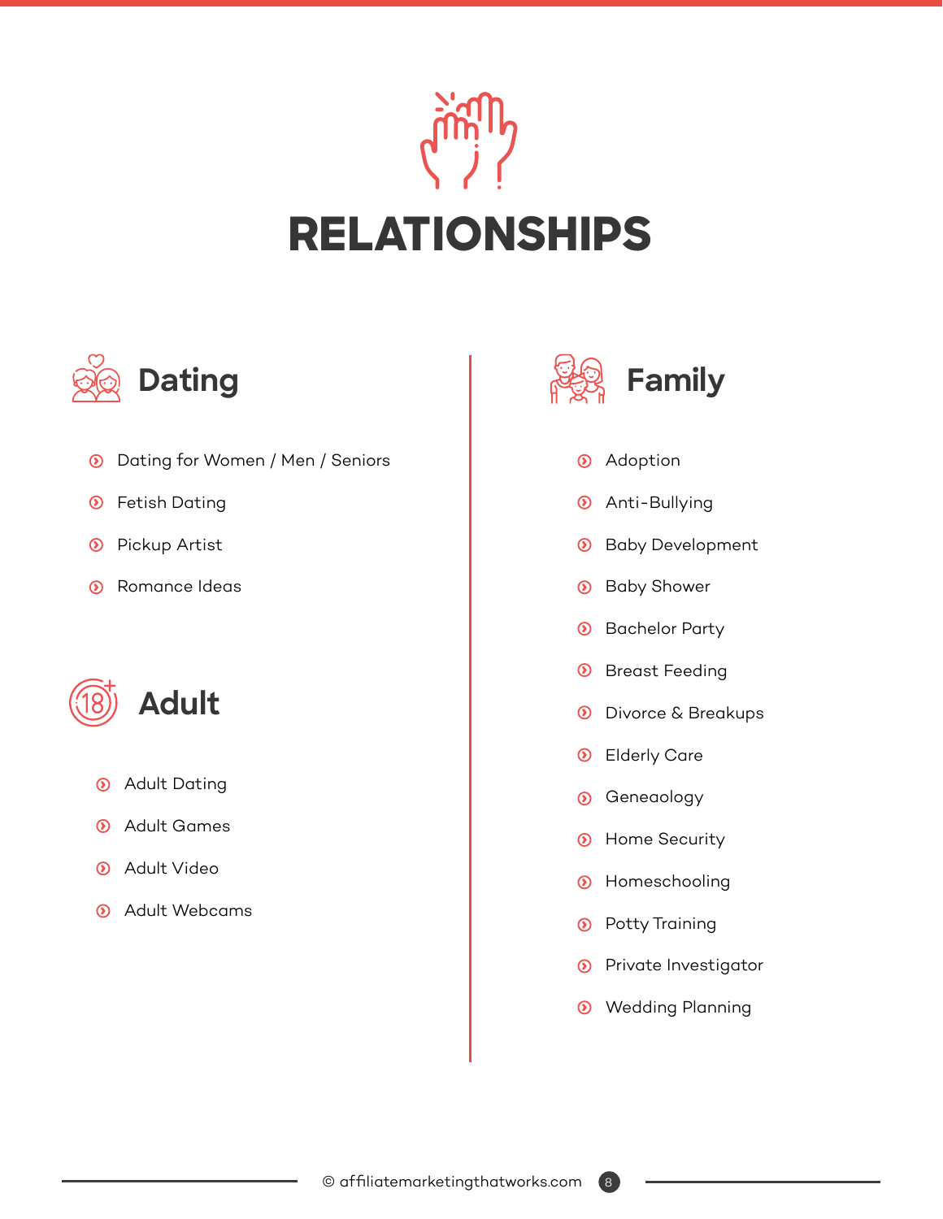# RELATIONSHIPS

## Dating

- Dating for Women / Men / Seniors
- Fetish Dating
- Pickup Artist
- Romance Ideas

## Adult

- Adult Dating
- Adult Games
- Adult Video
- Adult Webcams

## Family

- Adoption
- Anti-Bullying
- Baby Development
- Baby Shower
- Bachelor Party
- Breast Feeding
- Divorce & Breakups
- Elderly Care
- Geneaology
- Home Security
- Homeschooling
- Potty Training
- Private Investigator
- Wedding Planning

© affiliatemarketingthatworks.com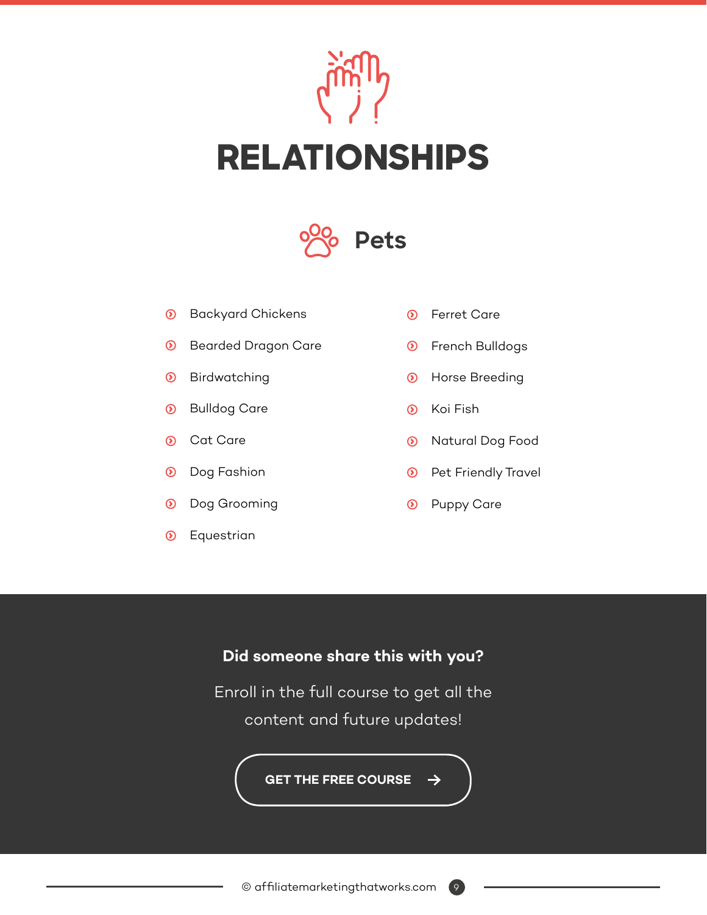# RELATIONSHIPS

## Pets

- Backyard Chickens
- Bearded Dragon Care
- Birdwatching
- Bulldog Care
- Cat Care
- Dog Fashion
- Dog Grooming
- Equestrian
- Ferret Care
- French Bulldogs
- Horse Breeding
- Koi Fish
- Natural Dog Food
- Pet Friendly Travel
- Puppy Care

**Did someone share this with you?**

Enroll in the full course to get all the content and future updates!

**GET THE FREE COURSE →**

© affiliatemarketingthatworks.com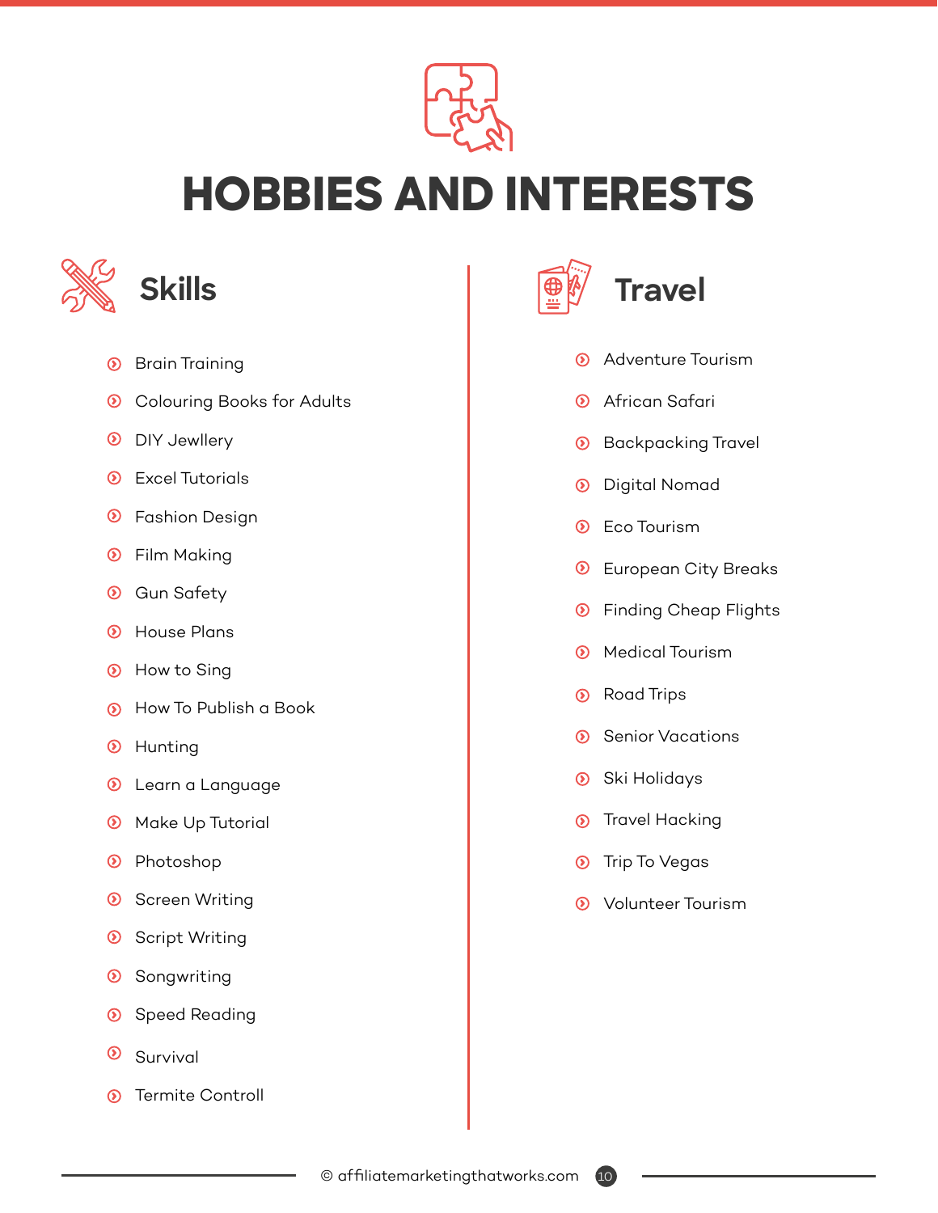# HOBBIES AND INTERESTS

## Skills

- Brain Training
- Colouring Books for Adults
- DIY Jewllery
- Excel Tutorials
- Fashion Design
- Film Making
- Gun Safety
- House Plans
- How to Sing
- How To Publish a Book
- Hunting
- Learn a Language
- Make Up Tutorial
- Photoshop
- Screen Writing
- Script Writing
- Songwriting
- Speed Reading
- Survival
- Termite Controll

## Travel

- Adventure Tourism
- African Safari
- Backpacking Travel
- Digital Nomad
- Eco Tourism
- European City Breaks
- Finding Cheap Flights
- Medical Tourism
- Road Trips
- Senior Vacations
- Ski Holidays
- Travel Hacking
- Trip To Vegas
- Volunteer Tourism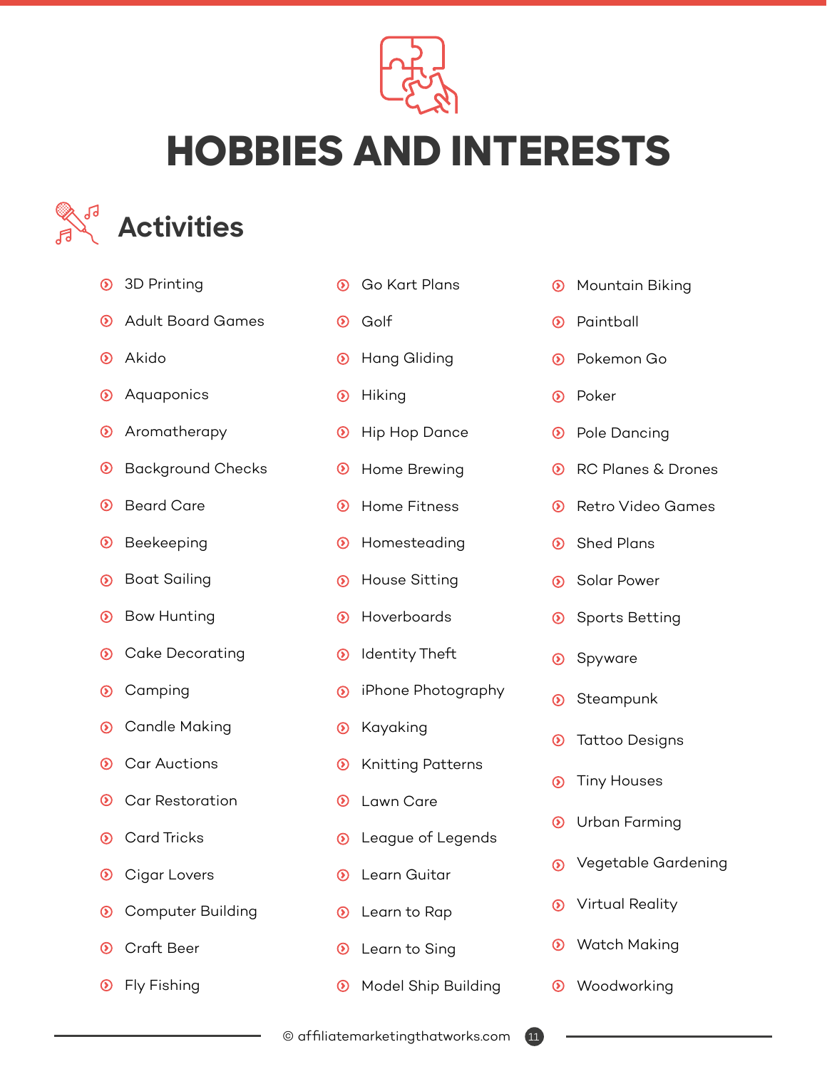# HOBBIES AND INTERESTS

## Activities

- 3D Printing
- Adult Board Games
- Akido
- Aquaponics
- Aromatherapy
- Background Checks
- Beard Care
- Beekeeping
- Boat Sailing
- Bow Hunting
- Cake Decorating
- Camping
- Candle Making
- Car Auctions
- Car Restoration
- Card Tricks
- Cigar Lovers
- Computer Building
- Craft Beer
- Fly Fishing
- Go Kart Plans
- Golf
- Hang Gliding
- Hiking
- Hip Hop Dance
- Home Brewing
- Home Fitness
- Homesteading
- House Sitting
- Hoverboards
- Identity Theft
- iPhone Photography
- Kayaking
- Knitting Patterns
- Lawn Care
- League of Legends
- Learn Guitar
- Learn to Rap
- Learn to Sing
- Model Ship Building
- Mountain Biking
- Paintball
- Pokemon Go
- Poker
- Pole Dancing
- RC Planes & Drones
- Retro Video Games
- Shed Plans
- Solar Power
- Sports Betting
- Spyware
- Steampunk
- Tattoo Designs
- Tiny Houses
- Urban Farming
- Vegetable Gardening
- Virtual Reality
- Watch Making
- Woodworking

© affiliatemarketingthatworks.com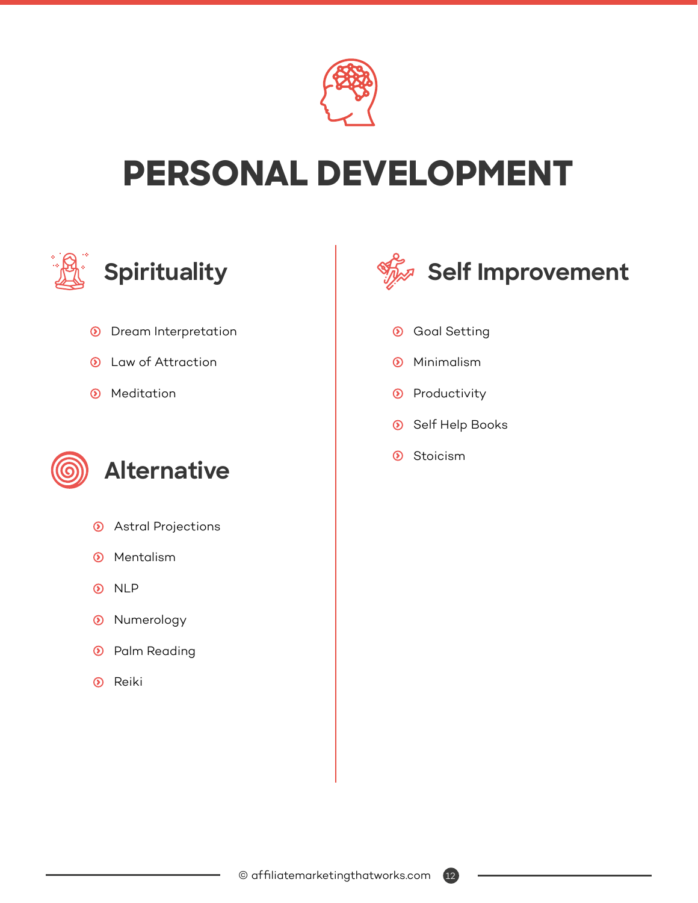# PERSONAL DEVELOPMENT

## Spirituality

- Dream Interpretation
- Law of Attraction
- Meditation

## Alternative

- Astral Projections
- Mentalism
- NLP
- Numerology
- Palm Reading
- Reiki

## Self Improvement

- Goal Setting
- Minimalism
- Productivity
- Self Help Books
- Stoicism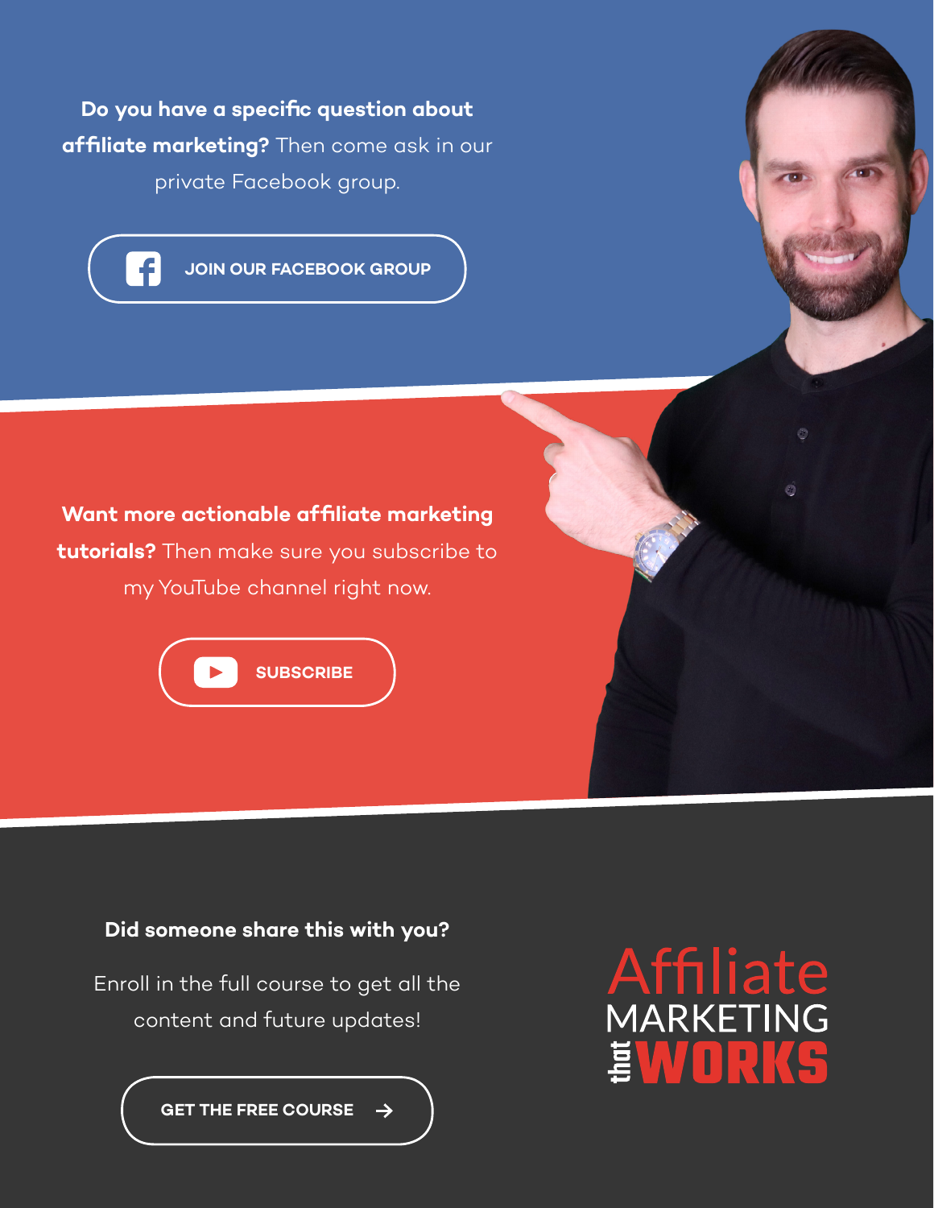**Do you have a specific question about affiliate marketing?** Then come ask in our private Facebook group.

JOIN OUR FACEBOOK GROUP

**Want more actionable affiliate marketing tutorials?** Then make sure you subscribe to my YouTube channel right now.

SUBSCRIBE

**Did someone share this with you?**

Enroll in the full course to get all the content and future updates!

GET THE FREE COURSE →

Affiliate MARKETING that WORKS